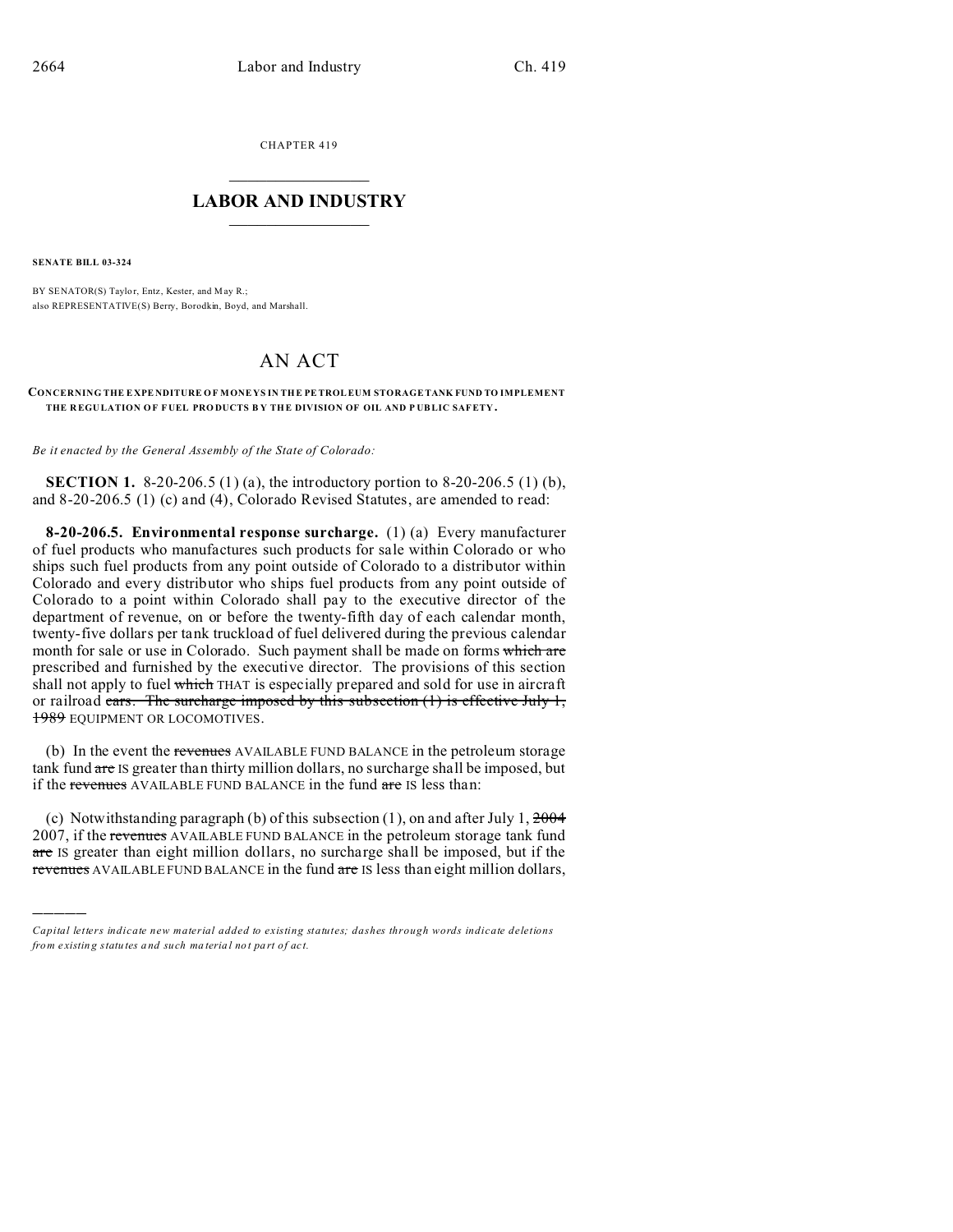CHAPTER 419

# LABOR AND INDUSTRY

**SENATE BILL 03-324**

BY SENATOR(S) Taylor, Entz, Kester, and May R.;
also REPRESENTATIVE(S) Berry, Borodkin, Boyd, and Marshall.

# AN ACT

**CONCERNING THE EXPENDITURE OF MONEYS IN THE PETROLEUM STORAGE TANK FUND TO IMPLEMENT THE REGULATION OF FUEL PRODUCTS BY THE DIVISION OF OIL AND PUBLIC SAFETY.**

*Be it enacted by the General Assembly of the State of Colorado:*

**SECTION 1.** 8-20-206.5 (1) (a), the introductory portion to 8-20-206.5 (1) (b), and 8-20-206.5 (1) (c) and (4), Colorado Revised Statutes, are amended to read:

**8-20-206.5. Environmental response surcharge.** (1) (a) Every manufacturer of fuel products who manufactures such products for sale within Colorado or who ships such fuel products from any point outside of Colorado to a distributor within Colorado and every distributor who ships fuel products from any point outside of Colorado to a point within Colorado shall pay to the executive director of the department of revenue, on or before the twenty-fifth day of each calendar month, twenty-five dollars per tank truckload of fuel delivered during the previous calendar month for sale or use in Colorado. Such payment shall be made on forms ~~which are~~ prescribed and furnished by the executive director. The provisions of this section shall not apply to fuel ~~which~~ THAT is especially prepared and sold for use in aircraft or railroad ~~cars. The surcharge imposed by this subsection (1) is effective July 1, 1989~~ EQUIPMENT OR LOCOMOTIVES.

(b) In the event the ~~revenues~~ AVAILABLE FUND BALANCE in the petroleum storage tank fund ~~are~~ IS greater than thirty million dollars, no surcharge shall be imposed, but if the ~~revenues~~ AVAILABLE FUND BALANCE in the fund ~~are~~ IS less than:

(c) Notwithstanding paragraph (b) of this subsection (1), on and after July 1, ~~2004~~ 2007, if the ~~revenues~~ AVAILABLE FUND BALANCE in the petroleum storage tank fund ~~are~~ IS greater than eight million dollars, no surcharge shall be imposed, but if the ~~revenues~~ AVAILABLE FUND BALANCE in the fund ~~are~~ IS less than eight million dollars,

---

*Capital letters indicate new material added to existing statutes; dashes through words indicate deletions from existing statutes and such material not part of act.*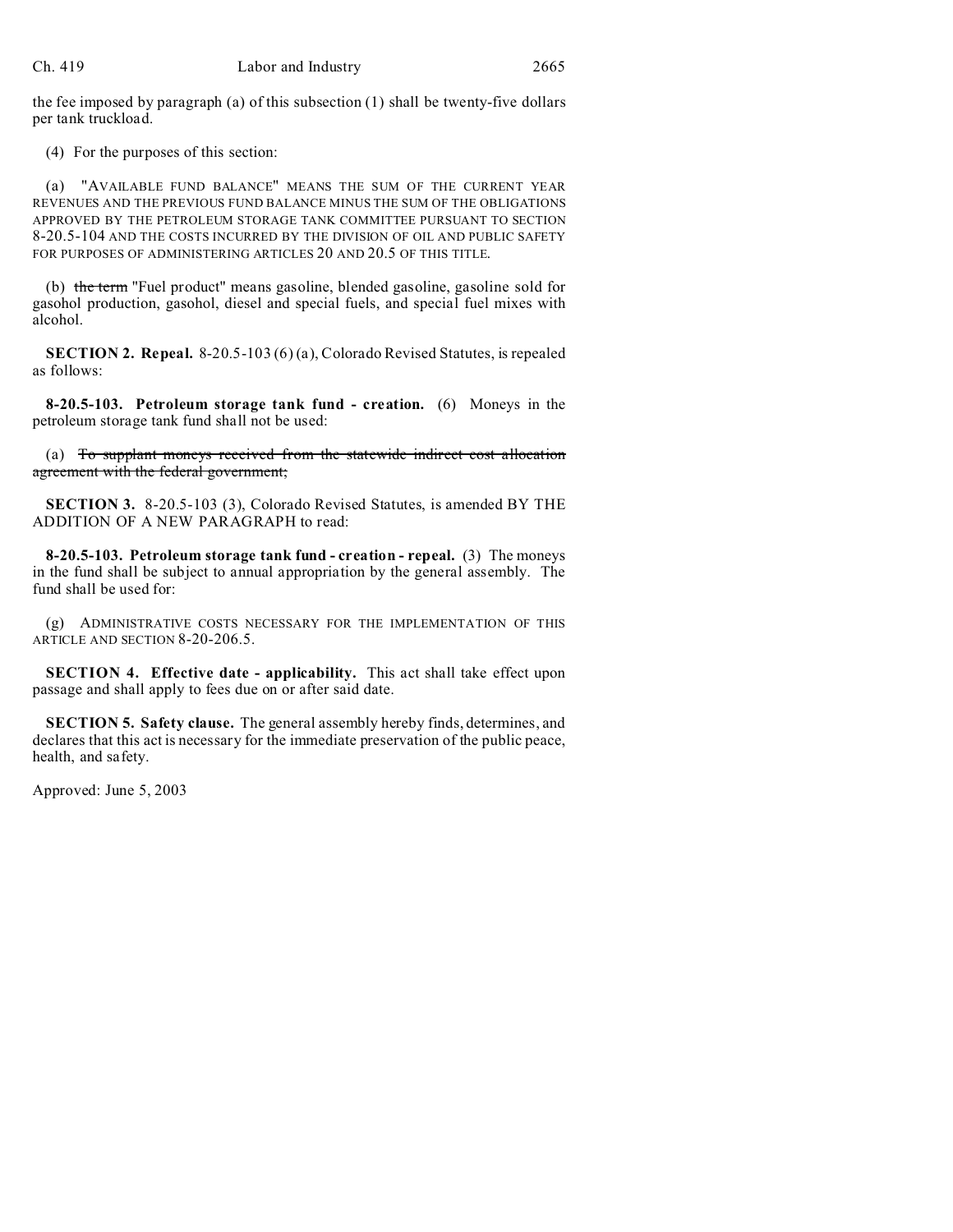the fee imposed by paragraph (a) of this subsection (1) shall be twenty-five dollars per tank truckload.

(4) For the purposes of this section:

(a) "AVAILABLE FUND BALANCE" MEANS THE SUM OF THE CURRENT YEAR REVENUES AND THE PREVIOUS FUND BALANCE MINUS THE SUM OF THE OBLIGATIONS APPROVED BY THE PETROLEUM STORAGE TANK COMMITTEE PURSUANT TO SECTION 8-20.5-104 AND THE COSTS INCURRED BY THE DIVISION OF OIL AND PUBLIC SAFETY FOR PURPOSES OF ADMINISTERING ARTICLES 20 AND 20.5 OF THIS TITLE.

(b) ~~the term~~ "Fuel product" means gasoline, blended gasoline, gasoline sold for gasohol production, gasohol, diesel and special fuels, and special fuel mixes with alcohol.

**SECTION 2. Repeal.** 8-20.5-103 (6) (a), Colorado Revised Statutes, is repealed as follows:

**8-20.5-103. Petroleum storage tank fund - creation.** (6) Moneys in the petroleum storage tank fund shall not be used:

(a) ~~To supplant moneys received from the statewide indirect cost allocation agreement with the federal government;~~

**SECTION 3.** 8-20.5-103 (3), Colorado Revised Statutes, is amended BY THE ADDITION OF A NEW PARAGRAPH to read:

**8-20.5-103. Petroleum storage tank fund - creation - repeal.** (3) The moneys in the fund shall be subject to annual appropriation by the general assembly. The fund shall be used for:

(g) ADMINISTRATIVE COSTS NECESSARY FOR THE IMPLEMENTATION OF THIS ARTICLE AND SECTION 8-20-206.5.

**SECTION 4. Effective date - applicability.** This act shall take effect upon passage and shall apply to fees due on or after said date.

**SECTION 5. Safety clause.** The general assembly hereby finds, determines, and declares that this act is necessary for the immediate preservation of the public peace, health, and safety.

Approved: June 5, 2003